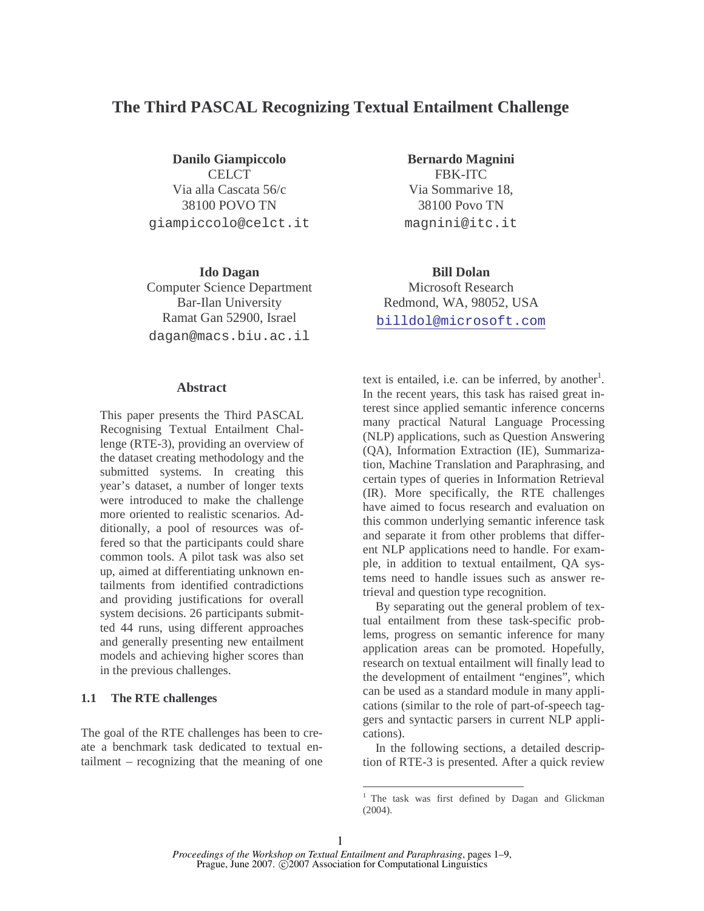# The Third PASCAL Recognizing Textual Entailment Challenge

**Danilo Giampiccolo**
CELCT
Via alla Cascata 56/c
38100 POVO TN
giampiccolo@celct.it

**Bernardo Magnini**
FBK-ITC
Via Sommarive 18,
38100 Povo TN
magnini@itc.it

**Ido Dagan**
Computer Science Department
Bar-Ilan University
Ramat Gan 52900, Israel
dagan@macs.biu.ac.il

**Bill Dolan**
Microsoft Research
Redmond, WA, 98052, USA
billdol@microsoft.com

## Abstract

This paper presents the Third PASCAL Recognising Textual Entailment Challenge (RTE-3), providing an overview of the dataset creating methodology and the submitted systems. In creating this year's dataset, a number of longer texts were introduced to make the challenge more oriented to realistic scenarios. Additionally, a pool of resources was offered so that the participants could share common tools. A pilot task was also set up, aimed at differentiating unknown entailments from identified contradictions and providing justifications for overall system decisions. 26 participants submitted 44 runs, using different approaches and generally presenting new entailment models and achieving higher scores than in the previous challenges.

### 1.1 The RTE challenges

The goal of the RTE challenges has been to create a benchmark task dedicated to textual entailment – recognizing that the meaning of one text is entailed, i.e. can be inferred, by another[1]. In the recent years, this task has raised great interest since applied semantic inference concerns many practical Natural Language Processing (NLP) applications, such as Question Answering (QA), Information Extraction (IE), Summarization, Machine Translation and Paraphrasing, and certain types of queries in Information Retrieval (IR). More specifically, the RTE challenges have aimed to focus research and evaluation on this common underlying semantic inference task and separate it from other problems that different NLP applications need to handle. For example, in addition to textual entailment, QA systems need to handle issues such as answer retrieval and question type recognition.

By separating out the general problem of textual entailment from these task-specific problems, progress on semantic inference for many application areas can be promoted. Hopefully, research on textual entailment will finally lead to the development of entailment "engines", which can be used as a standard module in many applications (similar to the role of part-of-speech taggers and syntactic parsers in current NLP applications).

In the following sections, a detailed description of RTE-3 is presented. After a quick review

[1] The task was first defined by Dagan and Glickman (2004).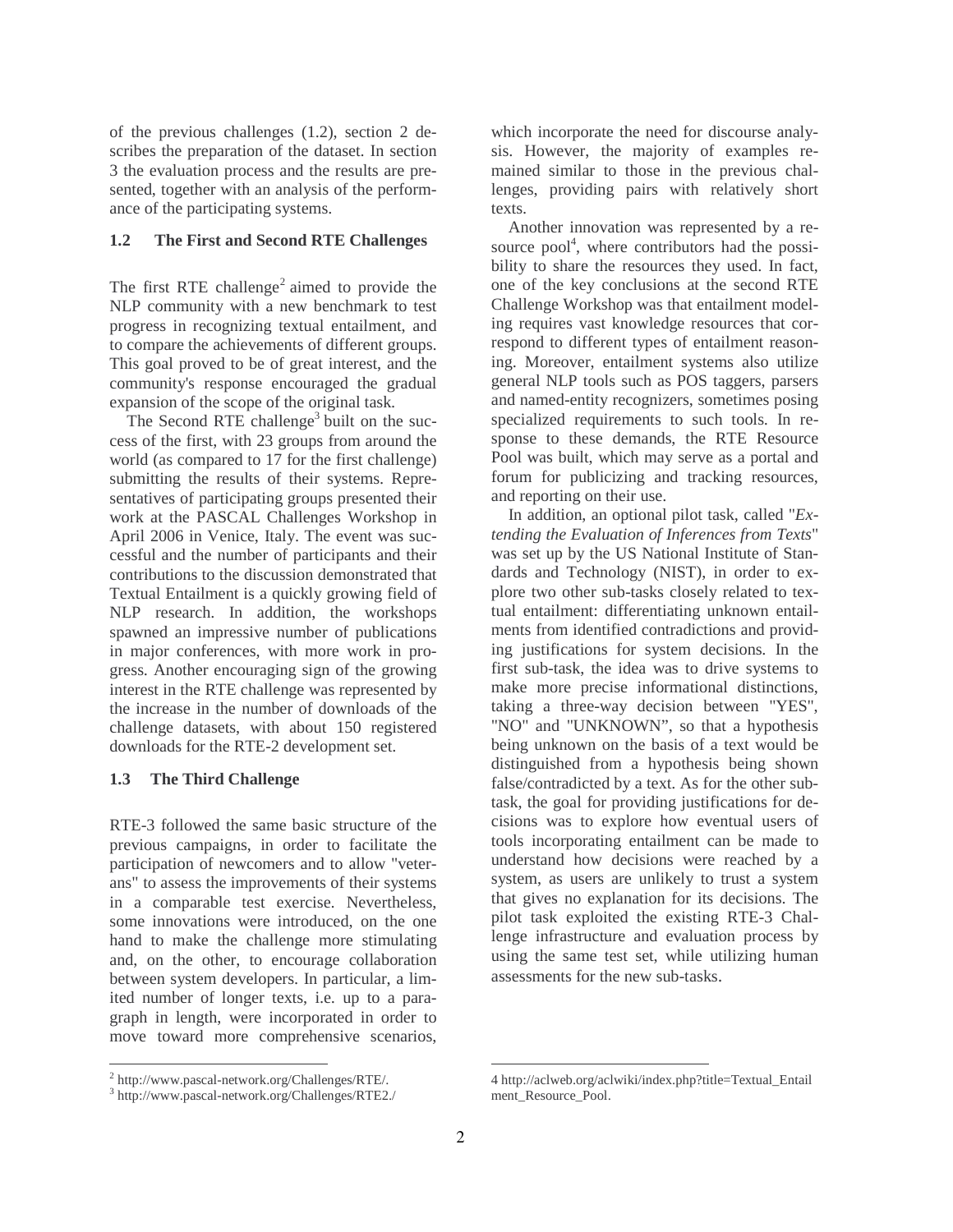of the previous challenges (1.2), section 2 describes the preparation of the dataset. In section 3 the evaluation process and the results are presented, together with an analysis of the performance of the participating systems.

### 1.2 The First and Second RTE Challenges

The first RTE challenge[2] aimed to provide the NLP community with a new benchmark to test progress in recognizing textual entailment, and to compare the achievements of different groups. This goal proved to be of great interest, and the community's response encouraged the gradual expansion of the scope of the original task.

The Second RTE challenge[3] built on the success of the first, with 23 groups from around the world (as compared to 17 for the first challenge) submitting the results of their systems. Representatives of participating groups presented their work at the PASCAL Challenges Workshop in April 2006 in Venice, Italy. The event was successful and the number of participants and their contributions to the discussion demonstrated that Textual Entailment is a quickly growing field of NLP research. In addition, the workshops spawned an impressive number of publications in major conferences, with more work in progress. Another encouraging sign of the growing interest in the RTE challenge was represented by the increase in the number of downloads of the challenge datasets, with about 150 registered downloads for the RTE-2 development set.

### 1.3 The Third Challenge

RTE-3 followed the same basic structure of the previous campaigns, in order to facilitate the participation of newcomers and to allow "veterans" to assess the improvements of their systems in a comparable test exercise. Nevertheless, some innovations were introduced, on the one hand to make the challenge more stimulating and, on the other, to encourage collaboration between system developers. In particular, a limited number of longer texts, i.e. up to a paragraph in length, were incorporated in order to move toward more comprehensive scenarios, which incorporate the need for discourse analysis. However, the majority of examples remained similar to those in the previous challenges, providing pairs with relatively short texts.

Another innovation was represented by a resource pool[4], where contributors had the possibility to share the resources they used. In fact, one of the key conclusions at the second RTE Challenge Workshop was that entailment modeling requires vast knowledge resources that correspond to different types of entailment reasoning. Moreover, entailment systems also utilize general NLP tools such as POS taggers, parsers and named-entity recognizers, sometimes posing specialized requirements to such tools. In response to these demands, the RTE Resource Pool was built, which may serve as a portal and forum for publicizing and tracking resources, and reporting on their use.

In addition, an optional pilot task, called "*Extending the Evaluation of Inferences from Texts*" was set up by the US National Institute of Standards and Technology (NIST), in order to explore two other sub-tasks closely related to textual entailment: differentiating unknown entailments from identified contradictions and providing justifications for system decisions. In the first sub-task, the idea was to drive systems to make more precise informational distinctions, taking a three-way decision between "YES", "NO" and "UNKNOWN", so that a hypothesis being unknown on the basis of a text would be distinguished from a hypothesis being shown false/contradicted by a text. As for the other subtask, the goal for providing justifications for decisions was to explore how eventual users of tools incorporating entailment can be made to understand how decisions were reached by a system, as users are unlikely to trust a system that gives no explanation for its decisions. The pilot task exploited the existing RTE-3 Challenge infrastructure and evaluation process by using the same test set, while utilizing human assessments for the new sub-tasks.

---

[2] http://www.pascal-network.org/Challenges/RTE/.

[3] http://www.pascal-network.org/Challenges/RTE2./

[4] http://aclweb.org/aclwiki/index.php?title=Textual_Entailment_Resource_Pool.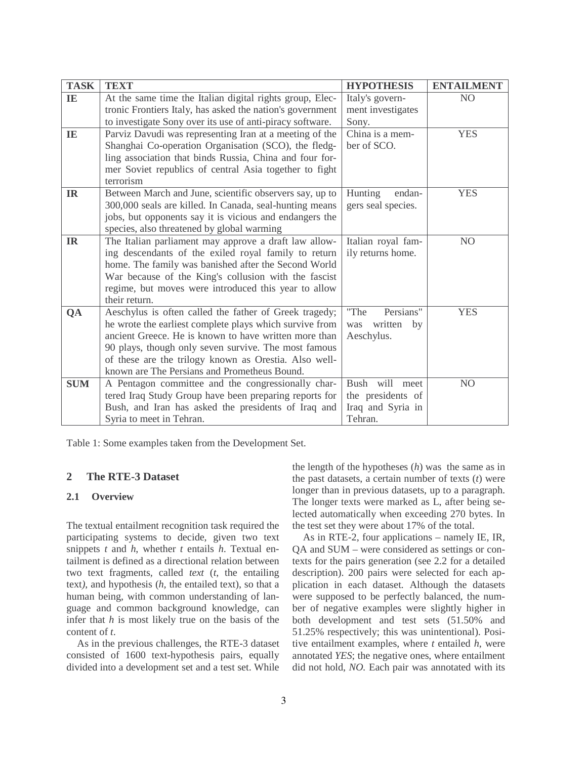| TASK | TEXT | HYPOTHESIS | ENTAILMENT |
| --- | --- | --- | --- |
| **IE** | At the same time the Italian digital rights group, Electronic Frontiers Italy, has asked the nation's government to investigate Sony over its use of anti-piracy software. | Italy's government investigates Sony. | NO |
| **IE** | Parviz Davudi was representing Iran at a meeting of the Shanghai Co-operation Organisation (SCO), the fledgling association that binds Russia, China and four former Soviet republics of central Asia together to fight terrorism | China is a member of SCO. | YES |
| **IR** | Between March and June, scientific observers say, up to 300,000 seals are killed. In Canada, seal-hunting means jobs, but opponents say it is vicious and endangers the species, also threatened by global warming | Hunting endangers seal species. | YES |
| **IR** | The Italian parliament may approve a draft law allowing descendants of the exiled royal family to return home. The family was banished after the Second World War because of the King's collusion with the fascist regime, but moves were introduced this year to allow their return. | Italian royal family returns home. | NO |
| **QA** | Aeschylus is often called the father of Greek tragedy; he wrote the earliest complete plays which survive from ancient Greece. He is known to have written more than 90 plays, though only seven survive. The most famous of these are the trilogy known as Orestia. Also well-known are The Persians and Prometheus Bound. | "The Persians" was written by Aeschylus. | YES |
| **SUM** | A Pentagon committee and the congressionally chartered Iraq Study Group have been preparing reports for Bush, and Iran has asked the presidents of Iraq and Syria to meet in Tehran. | Bush will meet the presidents of Iraq and Syria in Tehran. | NO |

Table 1: Some examples taken from the Development Set.

## 2 The RTE-3 Dataset

### 2.1 Overview

The textual entailment recognition task required the participating systems to decide, given two text snippets *t* and *h*, whether *t* entails *h*. Textual entailment is defined as a directional relation between two text fragments, called *text* (*t*, the entailing text*)*, and hypothesis (*h*, the entailed text), so that a human being, with common understanding of language and common background knowledge, can infer that *h* is most likely true on the basis of the content of *t*.

As in the previous challenges, the RTE-3 dataset consisted of 1600 text-hypothesis pairs, equally divided into a development set and a test set. While the length of the hypotheses (*h*) was the same as in the past datasets, a certain number of texts (*t*) were longer than in previous datasets, up to a paragraph. The longer texts were marked as L, after being selected automatically when exceeding 270 bytes. In the test set they were about 17% of the total.

As in RTE-2, four applications – namely IE, IR, QA and SUM – were considered as settings or contexts for the pairs generation (see 2.2 for a detailed description). 200 pairs were selected for each application in each dataset. Although the datasets were supposed to be perfectly balanced, the number of negative examples were slightly higher in both development and test sets (51.50% and 51.25% respectively; this was unintentional). Positive entailment examples, where *t* entailed *h*, were annotated *YES*; the negative ones, where entailment did not hold, *NO*. Each pair was annotated with its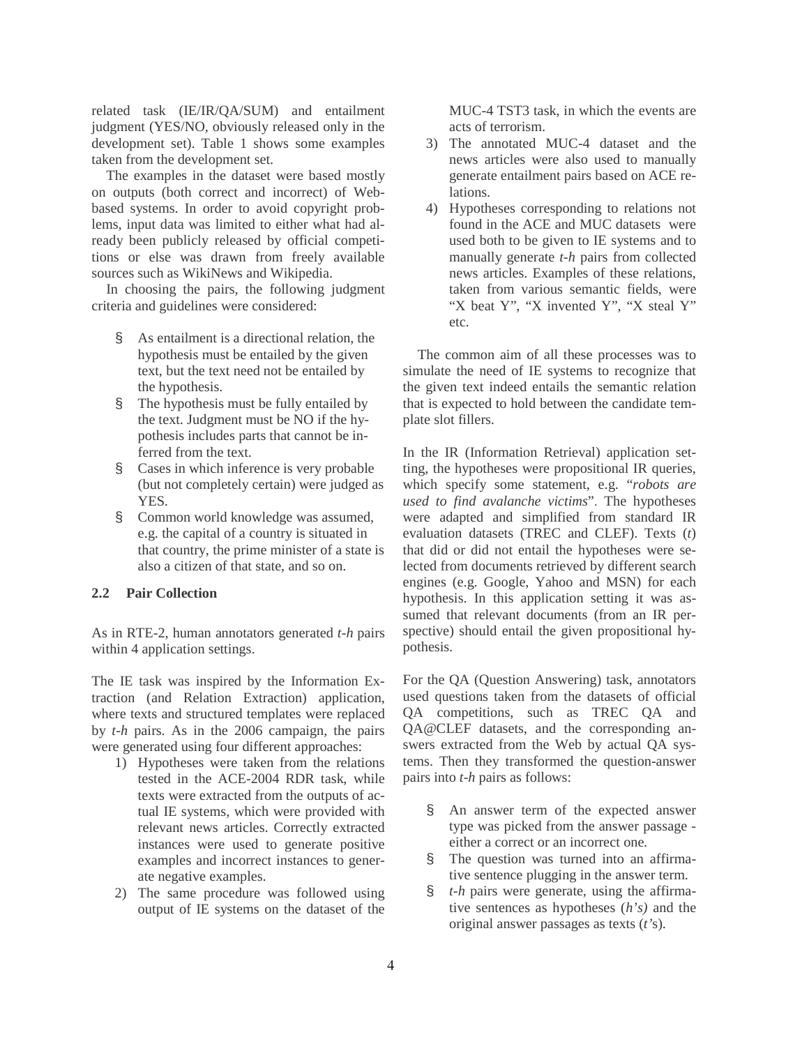related task (IE/IR/QA/SUM) and entailment judgment (YES/NO, obviously released only in the development set). Table 1 shows some examples taken from the development set.

The examples in the dataset were based mostly on outputs (both correct and incorrect) of Web-based systems. In order to avoid copyright problems, input data was limited to either what had already been publicly released by official competitions or else was drawn from freely available sources such as WikiNews and Wikipedia.

In choosing the pairs, the following judgment criteria and guidelines were considered:

- As entailment is a directional relation, the hypothesis must be entailed by the given text, but the text need not be entailed by the hypothesis.
- The hypothesis must be fully entailed by the text. Judgment must be NO if the hypothesis includes parts that cannot be inferred from the text.
- Cases in which inference is very probable (but not completely certain) were judged as YES.
- Common world knowledge was assumed, e.g. the capital of a country is situated in that country, the prime minister of a state is also a citizen of that state, and so on.

### 2.2 Pair Collection

As in RTE-2, human annotators generated *t-h* pairs within 4 application settings.

The IE task was inspired by the Information Extraction (and Relation Extraction) application, where texts and structured templates were replaced by *t-h* pairs. As in the 2006 campaign, the pairs were generated using four different approaches:

1) Hypotheses were taken from the relations tested in the ACE-2004 RDR task, while texts were extracted from the outputs of actual IE systems, which were provided with relevant news articles. Correctly extracted instances were used to generate positive examples and incorrect instances to generate negative examples.
2) The same procedure was followed using output of IE systems on the dataset of the MUC-4 TST3 task, in which the events are acts of terrorism.
3) The annotated MUC-4 dataset and the news articles were also used to manually generate entailment pairs based on ACE relations.
4) Hypotheses corresponding to relations not found in the ACE and MUC datasets were used both to be given to IE systems and to manually generate *t-h* pairs from collected news articles. Examples of these relations, taken from various semantic fields, were "X beat Y", "X invented Y", "X steal Y" etc.

The common aim of all these processes was to simulate the need of IE systems to recognize that the given text indeed entails the semantic relation that is expected to hold between the candidate template slot fillers.

In the IR (Information Retrieval) application setting, the hypotheses were propositional IR queries, which specify some statement, e.g. "*robots are used to find avalanche victims*". The hypotheses were adapted and simplified from standard IR evaluation datasets (TREC and CLEF). Texts (*t*) that did or did not entail the hypotheses were selected from documents retrieved by different search engines (e.g. Google, Yahoo and MSN) for each hypothesis. In this application setting it was assumed that relevant documents (from an IR perspective) should entail the given propositional hypothesis.

For the QA (Question Answering) task, annotators used questions taken from the datasets of official QA competitions, such as TREC QA and QA@CLEF datasets, and the corresponding answers extracted from the Web by actual QA systems. Then they transformed the question-answer pairs into *t-h* pairs as follows:

- An answer term of the expected answer type was picked from the answer passage - either a correct or an incorrect one.
- The question was turned into an affirmative sentence plugging in the answer term.
- *t-h* pairs were generate, using the affirmative sentences as hypotheses (*h's)* and the original answer passages as texts (*t'*s).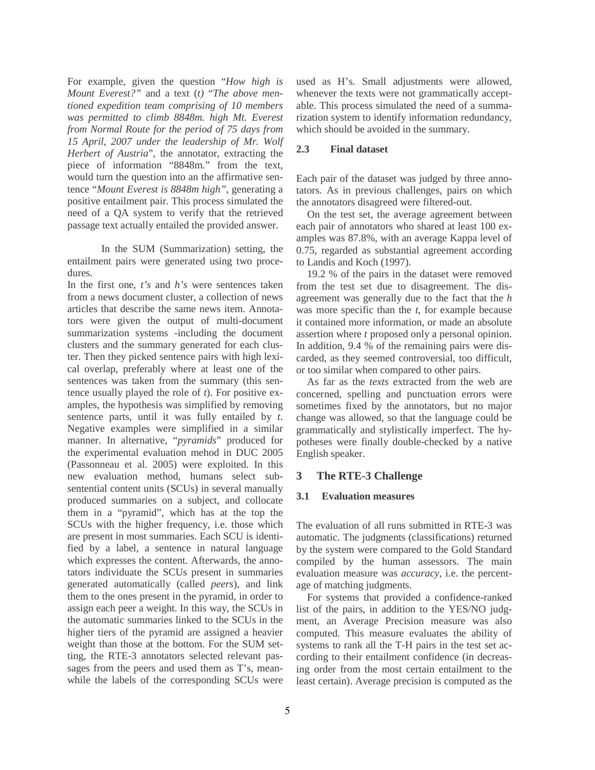For example, given the question "*How high is Mount Everest?"* and a text (*t) "The above mentioned expedition team comprising of 10 members was permitted to climb 8848m. high Mt. Everest from Normal Route for the period of 75 days from 15 April, 2007 under the leadership of Mr. Wolf Herbert of Austria*", the annotator, extracting the piece of information "8848m." from the text, would turn the question into an the affirmative sentence "*Mount Everest is 8848m high"*, generating a positive entailment pair. This process simulated the need of a QA system to verify that the retrieved passage text actually entailed the provided answer.

In the SUM (Summarization) setting, the entailment pairs were generated using two procedures.

In the first one, *t's* and *h's* were sentences taken from a news document cluster, a collection of news articles that describe the same news item. Annotators were given the output of multi-document summarization systems -including the document clusters and the summary generated for each cluster. Then they picked sentence pairs with high lexical overlap, preferably where at least one of the sentences was taken from the summary (this sentence usually played the role of *t*). For positive examples, the hypothesis was simplified by removing sentence parts, until it was fully entailed by *t*. Negative examples were simplified in a similar manner. In alternative, "*pyramids*" produced for the experimental evaluation mehod in DUC 2005 (Passonneau et al. 2005) were exploited. In this new evaluation method, humans select sub-sentential content units (SCUs) in several manually produced summaries on a subject, and collocate them in a "pyramid", which has at the top the SCUs with the higher frequency, i.e. those which are present in most summaries. Each SCU is identified by a label, a sentence in natural language which expresses the content. Afterwards, the annotators individuate the SCUs present in summaries generated automatically (called *peers*), and link them to the ones present in the pyramid, in order to assign each peer a weight. In this way, the SCUs in the automatic summaries linked to the SCUs in the higher tiers of the pyramid are assigned a heavier weight than those at the bottom. For the SUM setting, the RTE-3 annotators selected relevant passages from the peers and used them as T's, meanwhile the labels of the corresponding SCUs were used as H's. Small adjustments were allowed, whenever the texts were not grammatically acceptable. This process simulated the need of a summarization system to identify information redundancy, which should be avoided in the summary.

### 2.3 Final dataset

Each pair of the dataset was judged by three annotators. As in previous challenges, pairs on which the annotators disagreed were filtered-out.

On the test set, the average agreement between each pair of annotators who shared at least 100 examples was 87.8%, with an average Kappa level of 0.75, regarded as substantial agreement according to Landis and Koch (1997).

19.2 % of the pairs in the dataset were removed from the test set due to disagreement. The disagreement was generally due to the fact that the *h* was more specific than the *t*, for example because it contained more information, or made an absolute assertion where *t* proposed only a personal opinion. In addition, 9.4 % of the remaining pairs were discarded, as they seemed controversial, too difficult, or too similar when compared to other pairs.

As far as the *texts* extracted from the web are concerned, spelling and punctuation errors were sometimes fixed by the annotators, but no major change was allowed, so that the language could be grammatically and stylistically imperfect. The hypotheses were finally double-checked by a native English speaker.

## 3 The RTE-3 Challenge

### 3.1 Evaluation measures

The evaluation of all runs submitted in RTE-3 was automatic. The judgments (classifications) returned by the system were compared to the Gold Standard compiled by the human assessors. The main evaluation measure was *accuracy*, i.e. the percentage of matching judgments.

For systems that provided a confidence-ranked list of the pairs, in addition to the YES/NO judgment, an Average Precision measure was also computed. This measure evaluates the ability of systems to rank all the T-H pairs in the test set according to their entailment confidence (in decreasing order from the most certain entailment to the least certain). Average precision is computed as the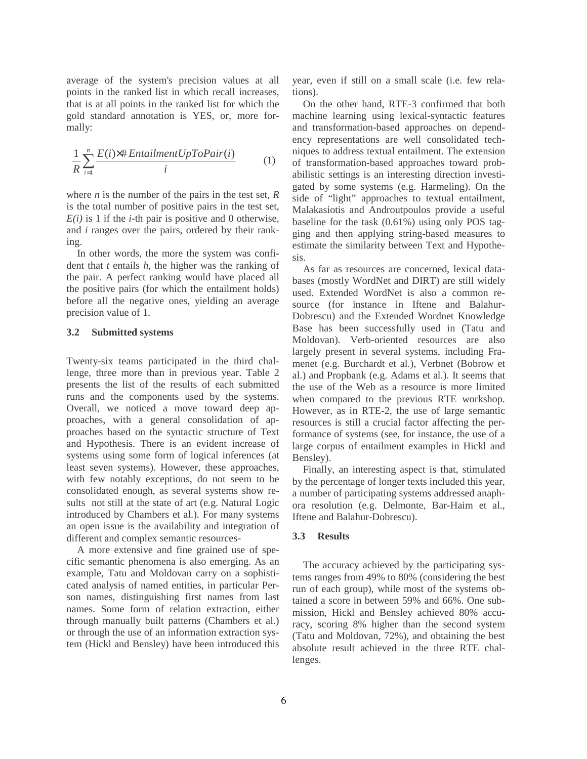average of the system's precision values at all points in the ranked list in which recall increases, that is at all points in the ranked list for which the gold standard annotation is YES, or, more formally:

$$\frac{1}{R}\sum_{i=1}^{n}\frac{E(i)\times\#EntailmentUpToPair(i)}{i} \qquad (1)$$

where *n* is the number of the pairs in the test set, *R* is the total number of positive pairs in the test set, *E(i)* is 1 if the *i*-th pair is positive and 0 otherwise, and *i* ranges over the pairs, ordered by their ranking.

In other words, the more the system was confident that *t* entails *h*, the higher was the ranking of the pair. A perfect ranking would have placed all the positive pairs (for which the entailment holds) before all the negative ones, yielding an average precision value of 1.

### 3.2 Submitted systems

Twenty-six teams participated in the third challenge, three more than in previous year. Table 2 presents the list of the results of each submitted runs and the components used by the systems. Overall, we noticed a move toward deep approaches, with a general consolidation of approaches based on the syntactic structure of Text and Hypothesis. There is an evident increase of systems using some form of logical inferences (at least seven systems). However, these approaches, with few notably exceptions, do not seem to be consolidated enough, as several systems show results not still at the state of art (e.g. Natural Logic introduced by Chambers et al.). For many systems an open issue is the availability and integration of different and complex semantic resources-

A more extensive and fine grained use of specific semantic phenomena is also emerging. As an example, Tatu and Moldovan carry on a sophisticated analysis of named entities, in particular Person names, distinguishing first names from last names. Some form of relation extraction, either through manually built patterns (Chambers et al.) or through the use of an information extraction system (Hickl and Bensley) have been introduced this year, even if still on a small scale (i.e. few relations).

On the other hand, RTE-3 confirmed that both machine learning using lexical-syntactic features and transformation-based approaches on dependency representations are well consolidated techniques to address textual entailment. The extension of transformation-based approaches toward probabilistic settings is an interesting direction investigated by some systems (e.g. Harmeling). On the side of "light" approaches to textual entailment, Malakasiotis and Androutpoulos provide a useful baseline for the task (0.61%) using only POS tagging and then applying string-based measures to estimate the similarity between Text and Hypothesis.

As far as resources are concerned, lexical databases (mostly WordNet and DIRT) are still widely used. Extended WordNet is also a common resource (for instance in Iftene and Balahur-Dobrescu) and the Extended Wordnet Knowledge Base has been successfully used in (Tatu and Moldovan). Verb-oriented resources are also largely present in several systems, including Framenet (e.g. Burchardt et al.), Verbnet (Bobrow et al.) and Propbank (e.g. Adams et al.). It seems that the use of the Web as a resource is more limited when compared to the previous RTE workshop. However, as in RTE-2, the use of large semantic resources is still a crucial factor affecting the performance of systems (see, for instance, the use of a large corpus of entailment examples in Hickl and Bensley).

Finally, an interesting aspect is that, stimulated by the percentage of longer texts included this year, a number of participating systems addressed anaphora resolution (e.g. Delmonte, Bar-Haim et al., Iftene and Balahur-Dobrescu).

### 3.3 Results

The accuracy achieved by the participating systems ranges from 49% to 80% (considering the best run of each group), while most of the systems obtained a score in between 59% and 66%. One submission, Hickl and Bensley achieved 80% accuracy, scoring 8% higher than the second system (Tatu and Moldovan, 72%), and obtaining the best absolute result achieved in the three RTE challenges.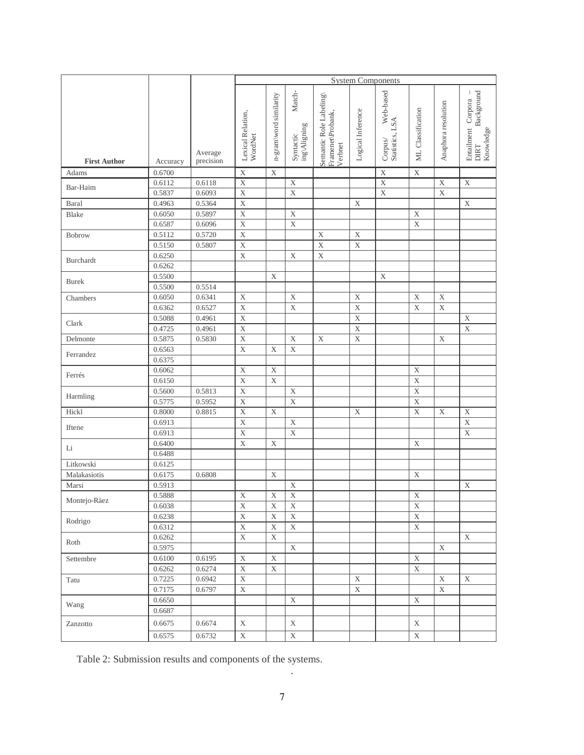| First Author | Accuracy | Average precision | System Components | | | | | | | | |
|---|---|---|---|---|---|---|---|---|---|---|---|
| | | | Lexical Relation, WordNet | n-gram\word similarity | Syntactic Matching\Aligning | Semantic Role Labeling\Framenet\Probank, Verbnet | Logical Inference | Corpus/ Web-based Statistics, LSA | ML Classification | Anaphora resolution | Entailment Corpora – DIRT Background Knowledge |
| Adams | 0.6700 | | X | X | | | | X | X | | |
| Bar-Haim | 0.6112 | 0.6118 | X | | X | | | X | | X | X |
| | 0.5837 | 0.6093 | X | | X | | | X | | X | |
| Baral | 0.4963 | 0.5364 | X | | | | X | | | | X |
| Blake | 0.6050 | 0.5897 | X | | X | | | | X | | |
| | 0.6587 | 0.6096 | X | | X | | | | X | | |
| Bobrow | 0.5112 | 0.5720 | X | | | X | X | | | | |
| | 0.5150 | 0.5807 | X | | | X | X | | | | |
| Burchardt | 0.6250 | | X | | X | X | | | | | |
| | 0.6262 | | | | | | | | | | |
| Burek | 0.5500 | | | X | | | | X | | | |
| | 0.5500 | 0.5514 | | | | | | | | | |
| Chambers | 0.6050 | 0.6341 | X | | X | | X | | X | X | |
| | 0.6362 | 0.6527 | X | | X | | X | | X | X | |
| Clark | 0.5088 | 0.4961 | X | | | | X | | | | X |
| | 0.4725 | 0.4961 | X | | | | X | | | | X |
| Delmonte | 0.5875 | 0.5830 | X | | X | X | X | | | X | |
| Ferrandez | 0.6563 | | X | X | X | | | | | | |
| | 0.6375 | | | | | | | | | | |
| Ferrés | 0.6062 | | X | X | | | | | X | | |
| | 0.6150 | | X | X | | | | | X | | |
| Harmling | 0.5600 | 0.5813 | X | | X | | | | X | | |
| | 0.5775 | 0.5952 | X | | X | | | | X | | |
| Hickl | 0.8000 | 0.8815 | X | X | | | X | | X | X | X |
| Iftene | 0.6913 | | X | | X | | | | | | X |
| | 0.6913 | | X | | X | | | | | | X |
| Li | 0.6400 | | X | X | | | | | X | | |
| | 0.6488 | | | | | | | | | | |
| Litkowski | 0.6125 | | | | | | | | | | |
| Malakasiotis | 0.6175 | 0.6808 | | X | | | | | X | | |
| Marsi | 0.5913 | | | | X | | | | | | X |
| Montejo-Ràez | 0.5888 | | X | X | X | | | | X | | |
| | 0.6038 | | X | X | X | | | | X | | |
| Rodrigo | 0.6238 | | X | X | X | | | | X | | |
| | 0.6312 | | X | X | X | | | | X | | |
| Roth | 0.6262 | | X | X | | | | | | | X |
| | 0.5975 | | | | X | | | | | X | |
| Settembre | 0.6100 | 0.6195 | X | X | | | | | X | | |
| | 0.6262 | 0.6274 | X | X | | | | | X | | |
| Tatu | 0.7225 | 0.6942 | X | | | | X | | | X | X |
| | 0.7175 | 0.6797 | X | | | | X | | | X | |
| Wang | 0.6650 | | | | X | | | | X | | |
| | 0.6687 | | | | | | | | | | |
| Zanzotto | 0.6675 | 0.6674 | X | | X | | | | X | | |
| | 0.6575 | 0.6732 | X | | X | | | | X | | |

Table 2: Submission results and components of the systems.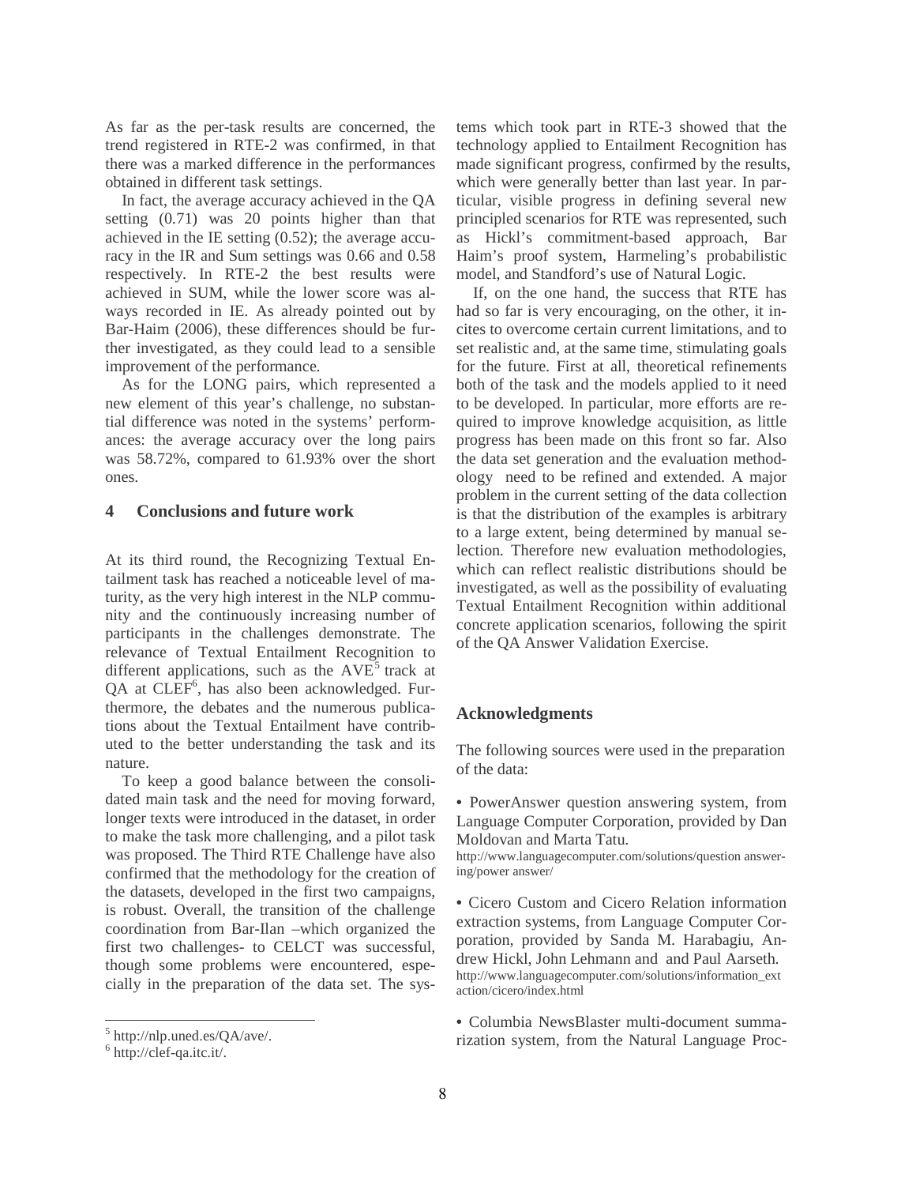As far as the per-task results are concerned, the trend registered in RTE-2 was confirmed, in that there was a marked difference in the performances obtained in different task settings.

In fact, the average accuracy achieved in the QA setting (0.71) was 20 points higher than that achieved in the IE setting (0.52); the average accuracy in the IR and Sum settings was 0.66 and 0.58 respectively. In RTE-2 the best results were achieved in SUM, while the lower score was always recorded in IE. As already pointed out by Bar-Haim (2006), these differences should be further investigated, as they could lead to a sensible improvement of the performance.

As for the LONG pairs, which represented a new element of this year's challenge, no substantial difference was noted in the systems' performances: the average accuracy over the long pairs was 58.72%, compared to 61.93% over the short ones.

## 4 Conclusions and future work

At its third round, the Recognizing Textual Entailment task has reached a noticeable level of maturity, as the very high interest in the NLP community and the continuously increasing number of participants in the challenges demonstrate. The relevance of Textual Entailment Recognition to different applications, such as the AVE[5] track at QA at CLEF[6], has also been acknowledged. Furthermore, the debates and the numerous publications about the Textual Entailment have contributed to the better understanding the task and its nature.

To keep a good balance between the consolidated main task and the need for moving forward, longer texts were introduced in the dataset, in order to make the task more challenging, and a pilot task was proposed. The Third RTE Challenge have also confirmed that the methodology for the creation of the datasets, developed in the first two campaigns, is robust. Overall, the transition of the challenge coordination from Bar-Ilan –which organized the first two challenges- to CELCT was successful, though some problems were encountered, especially in the preparation of the data set. The systems which took part in RTE-3 showed that the technology applied to Entailment Recognition has made significant progress, confirmed by the results, which were generally better than last year. In particular, visible progress in defining several new principled scenarios for RTE was represented, such as Hickl's commitment-based approach, Bar Haim's proof system, Harmeling's probabilistic model, and Standford's use of Natural Logic.

If, on the one hand, the success that RTE has had so far is very encouraging, on the other, it incites to overcome certain current limitations, and to set realistic and, at the same time, stimulating goals for the future. First at all, theoretical refinements both of the task and the models applied to it need to be developed. In particular, more efforts are required to improve knowledge acquisition, as little progress has been made on this front so far. Also the data set generation and the evaluation methodology need to be refined and extended. A major problem in the current setting of the data collection is that the distribution of the examples is arbitrary to a large extent, being determined by manual selection. Therefore new evaluation methodologies, which can reflect realistic distributions should be investigated, as well as the possibility of evaluating Textual Entailment Recognition within additional concrete application scenarios, following the spirit of the QA Answer Validation Exercise.

## Acknowledgments

The following sources were used in the preparation of the data:

- PowerAnswer question answering system, from Language Computer Corporation, provided by Dan Moldovan and Marta Tatu.
  http://www.languagecomputer.com/solutions/question answering/power answer/

- Cicero Custom and Cicero Relation information extraction systems, from Language Computer Corporation, provided by Sanda M. Harabagiu, Andrew Hickl, John Lehmann and and Paul Aarseth.
  http://www.languagecomputer.com/solutions/information_extaction/cicero/index.html

- Columbia NewsBlaster multi-document summarization system, from the Natural Language Proc-

[5] http://nlp.uned.es/QA/ave/.

[6] http://clef-qa.itc.it/.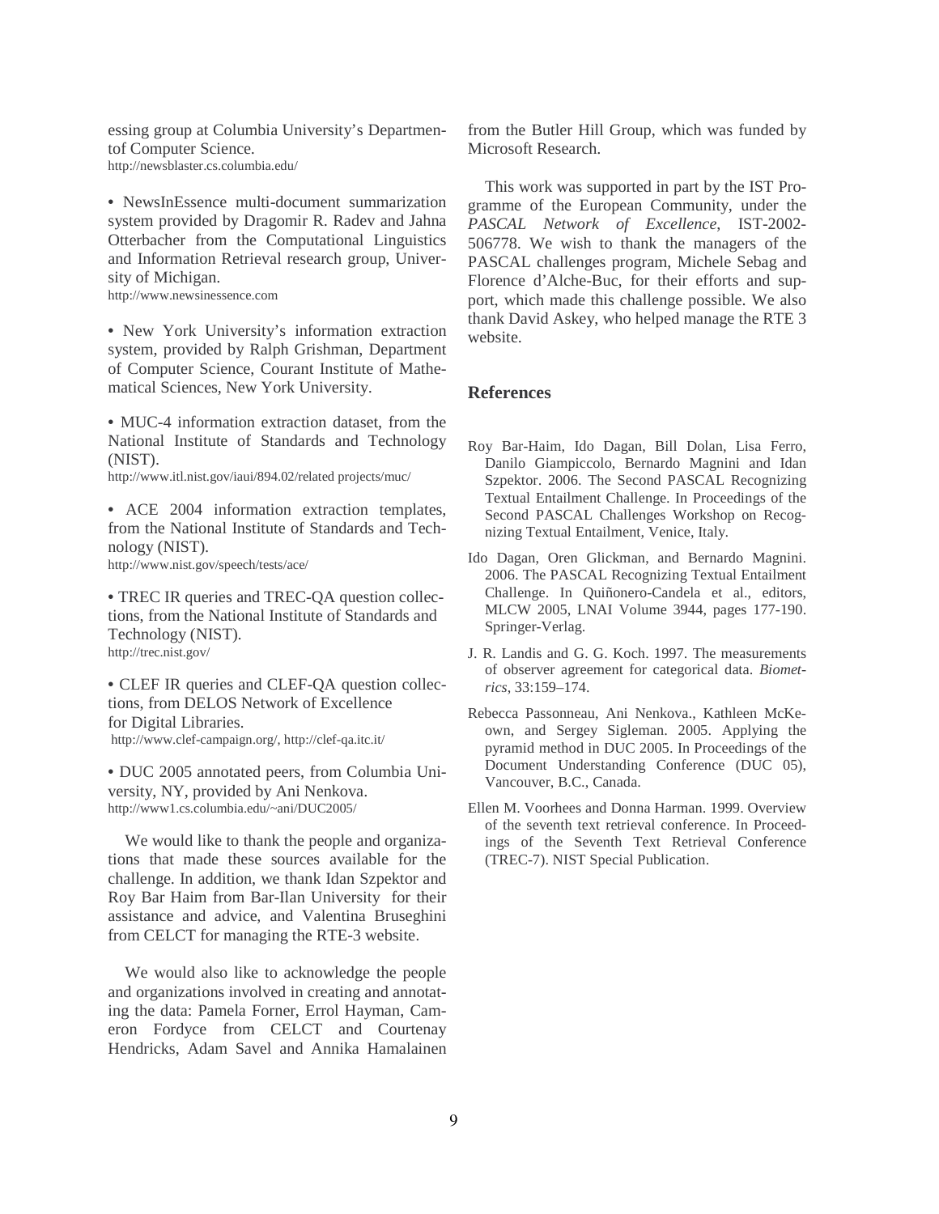essing group at Columbia University's Departmentof Computer Science.
http://newsblaster.cs.columbia.edu/

• NewsInEssence multi-document summarization system provided by Dragomir R. Radev and Jahna Otterbacher from the Computational Linguistics and Information Retrieval research group, University of Michigan.
http://www.newsinessence.com

• New York University's information extraction system, provided by Ralph Grishman, Department of Computer Science, Courant Institute of Mathematical Sciences, New York University.

• MUC-4 information extraction dataset, from the National Institute of Standards and Technology (NIST).
http://www.itl.nist.gov/iaui/894.02/related projects/muc/

• ACE 2004 information extraction templates, from the National Institute of Standards and Technology (NIST).
http://www.nist.gov/speech/tests/ace/

• TREC IR queries and TREC-QA question collections, from the National Institute of Standards and Technology (NIST).
http://trec.nist.gov/

• CLEF IR queries and CLEF-QA question collections, from DELOS Network of Excellence for Digital Libraries.
http://www.clef-campaign.org/, http://clef-qa.itc.it/

• DUC 2005 annotated peers, from Columbia University, NY, provided by Ani Nenkova.
http://www1.cs.columbia.edu/~ani/DUC2005/

We would like to thank the people and organizations that made these sources available for the challenge. In addition, we thank Idan Szpektor and Roy Bar Haim from Bar-Ilan University for their assistance and advice, and Valentina Bruseghini from CELCT for managing the RTE-3 website.

We would also like to acknowledge the people and organizations involved in creating and annotating the data: Pamela Forner, Errol Hayman, Cameron Fordyce from CELCT and Courtenay Hendricks, Adam Savel and Annika Hamalainen from the Butler Hill Group, which was funded by Microsoft Research.

This work was supported in part by the IST Programme of the European Community, under the *PASCAL Network of Excellence*, IST-2002-506778. We wish to thank the managers of the PASCAL challenges program, Michele Sebag and Florence d'Alche-Buc, for their efforts and support, which made this challenge possible. We also thank David Askey, who helped manage the RTE 3 website.

## References

Roy Bar-Haim, Ido Dagan, Bill Dolan, Lisa Ferro, Danilo Giampiccolo, Bernardo Magnini and Idan Szpektor. 2006. The Second PASCAL Recognizing Textual Entailment Challenge. In Proceedings of the Second PASCAL Challenges Workshop on Recognizing Textual Entailment, Venice, Italy.

Ido Dagan, Oren Glickman, and Bernardo Magnini. 2006. The PASCAL Recognizing Textual Entailment Challenge. In Quiñonero-Candela et al., editors, MLCW 2005, LNAI Volume 3944, pages 177-190. Springer-Verlag.

J. R. Landis and G. G. Koch. 1997. The measurements of observer agreement for categorical data. *Biometrics*, 33:159–174.

Rebecca Passonneau, Ani Nenkova., Kathleen McKeown, and Sergey Sigleman. 2005. Applying the pyramid method in DUC 2005. In Proceedings of the Document Understanding Conference (DUC 05), Vancouver, B.C., Canada.

Ellen M. Voorhees and Donna Harman. 1999. Overview of the seventh text retrieval conference. In Proceedings of the Seventh Text Retrieval Conference (TREC-7). NIST Special Publication.